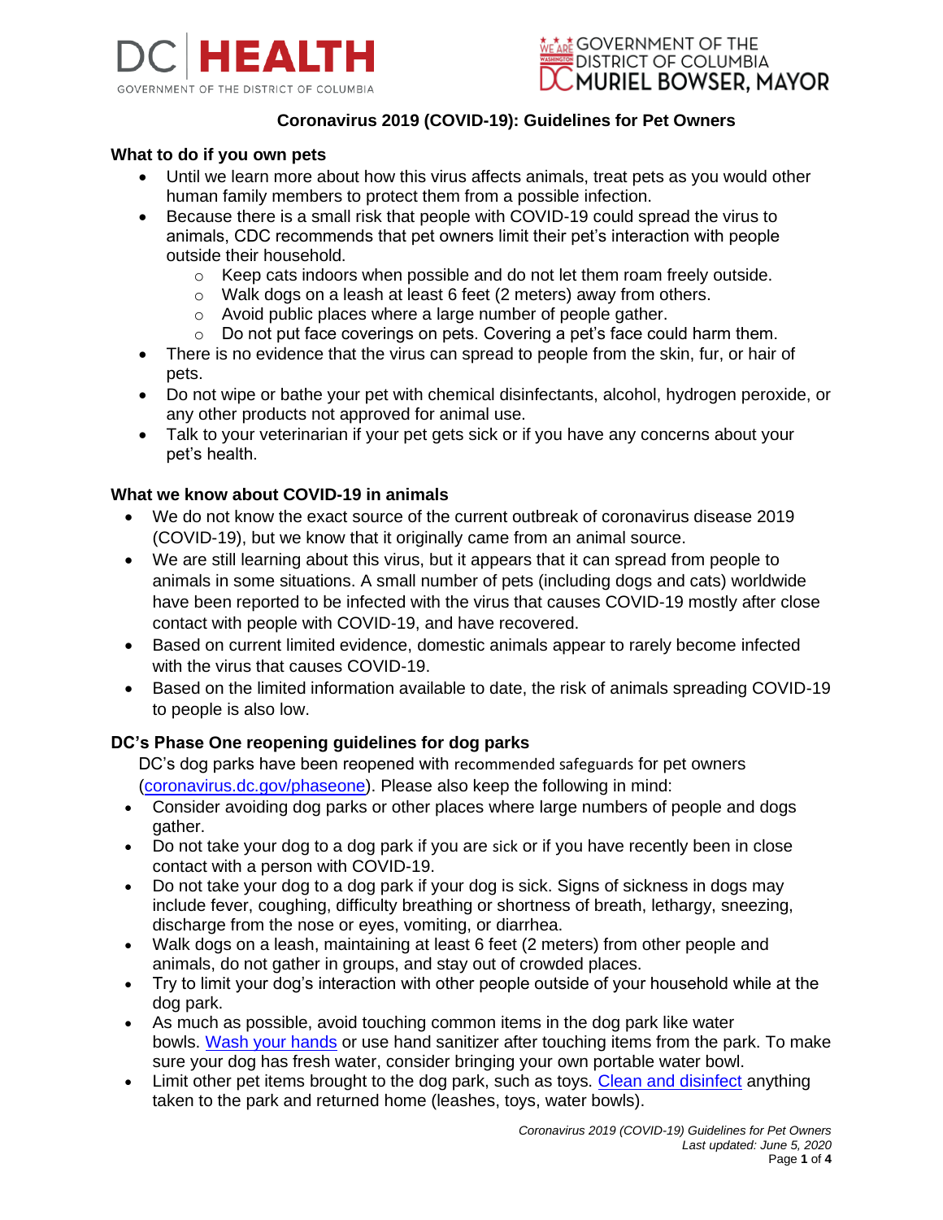# Coronavirus 2019 (COVID-19): Guidelines for Pet Owners

## What to do if you own pets

- Until we learn more about how this virus affects animals, treat pets as you would other human family members to protect them from a possible infection.
- Because there is a small risk that people with COVID-19 could spread the virus to animals, CDC recommends that pet owners limit their pet's interaction with people outside their household.
  - Keep cats indoors when possible and do not let them roam freely outside.
  - Walk dogs on a leash at least 6 feet (2 meters) away from others.
  - Avoid public places where a large number of people gather.
  - Do not put face coverings on pets. Covering a pet's face could harm them.
- There is no evidence that the virus can spread to people from the skin, fur, or hair of pets.
- Do not wipe or bathe your pet with chemical disinfectants, alcohol, hydrogen peroxide, or any other products not approved for animal use.
- Talk to your veterinarian if your pet gets sick or if you have any concerns about your pet's health.

## What we know about COVID-19 in animals

- We do not know the exact source of the current outbreak of coronavirus disease 2019 (COVID-19), but we know that it originally came from an animal source.
- We are still learning about this virus, but it appears that it can spread from people to animals in some situations. A small number of pets (including dogs and cats) worldwide have been reported to be infected with the virus that causes COVID-19 mostly after close contact with people with COVID-19, and have recovered.
- Based on current limited evidence, domestic animals appear to rarely become infected with the virus that causes COVID-19.
- Based on the limited information available to date, the risk of animals spreading COVID-19 to people is also low.

## DC's Phase One reopening guidelines for dog parks

DC's dog parks have been reopened with recommended safeguards for pet owners ([coronavirus.dc.gov/phaseone](coronavirus.dc.gov/phaseone)). Please also keep the following in mind:

- Consider avoiding dog parks or other places where large numbers of people and dogs gather.
- Do not take your dog to a dog park if you are sick or if you have recently been in close contact with a person with COVID-19.
- Do not take your dog to a dog park if your dog is sick. Signs of sickness in dogs may include fever, coughing, difficulty breathing or shortness of breath, lethargy, sneezing, discharge from the nose or eyes, vomiting, or diarrhea.
- Walk dogs on a leash, maintaining at least 6 feet (2 meters) from other people and animals, do not gather in groups, and stay out of crowded places.
- Try to limit your dog's interaction with other people outside of your household while at the dog park.
- As much as possible, avoid touching common items in the dog park like water bowls. Wash your hands or use hand sanitizer after touching items from the park. To make sure your dog has fresh water, consider bringing your own portable water bowl.
- Limit other pet items brought to the dog park, such as toys. Clean and disinfect anything taken to the park and returned home (leashes, toys, water bowls).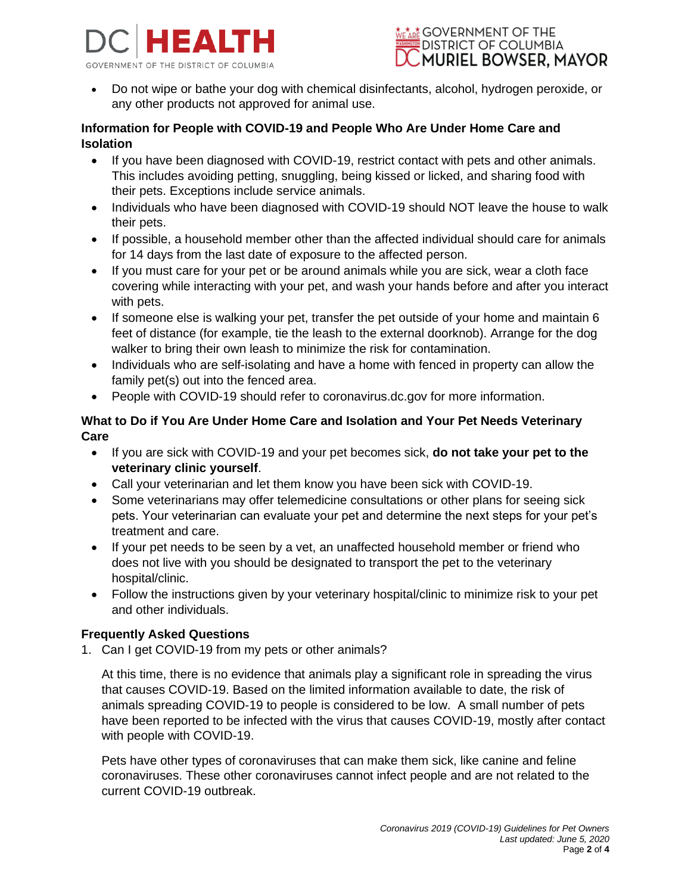- Do not wipe or bathe your dog with chemical disinfectants, alcohol, hydrogen peroxide, or any other products not approved for animal use.

### Information for People with COVID-19 and People Who Are Under Home Care and Isolation

- If you have been diagnosed with COVID-19, restrict contact with pets and other animals. This includes avoiding petting, snuggling, being kissed or licked, and sharing food with their pets. Exceptions include service animals.
- Individuals who have been diagnosed with COVID-19 should NOT leave the house to walk their pets.
- If possible, a household member other than the affected individual should care for animals for 14 days from the last date of exposure to the affected person.
- If you must care for your pet or be around animals while you are sick, wear a cloth face covering while interacting with your pet, and wash your hands before and after you interact with pets.
- If someone else is walking your pet, transfer the pet outside of your home and maintain 6 feet of distance (for example, tie the leash to the external doorknob). Arrange for the dog walker to bring their own leash to minimize the risk for contamination.
- Individuals who are self-isolating and have a home with fenced in property can allow the family pet(s) out into the fenced area.
- People with COVID-19 should refer to coronavirus.dc.gov for more information.

### What to Do if You Are Under Home Care and Isolation and Your Pet Needs Veterinary Care

- If you are sick with COVID-19 and your pet becomes sick, **do not take your pet to the veterinary clinic yourself**.
- Call your veterinarian and let them know you have been sick with COVID-19.
- Some veterinarians may offer telemedicine consultations or other plans for seeing sick pets. Your veterinarian can evaluate your pet and determine the next steps for your pet's treatment and care.
- If your pet needs to be seen by a vet, an unaffected household member or friend who does not live with you should be designated to transport the pet to the veterinary hospital/clinic.
- Follow the instructions given by your veterinary hospital/clinic to minimize risk to your pet and other individuals.

### Frequently Asked Questions

1. Can I get COVID-19 from my pets or other animals?

   At this time, there is no evidence that animals play a significant role in spreading the virus that causes COVID-19. Based on the limited information available to date, the risk of animals spreading COVID-19 to people is considered to be low. A small number of pets have been reported to be infected with the virus that causes COVID-19, mostly after contact with people with COVID-19.

   Pets have other types of coronaviruses that can make them sick, like canine and feline coronaviruses. These other coronaviruses cannot infect people and are not related to the current COVID-19 outbreak.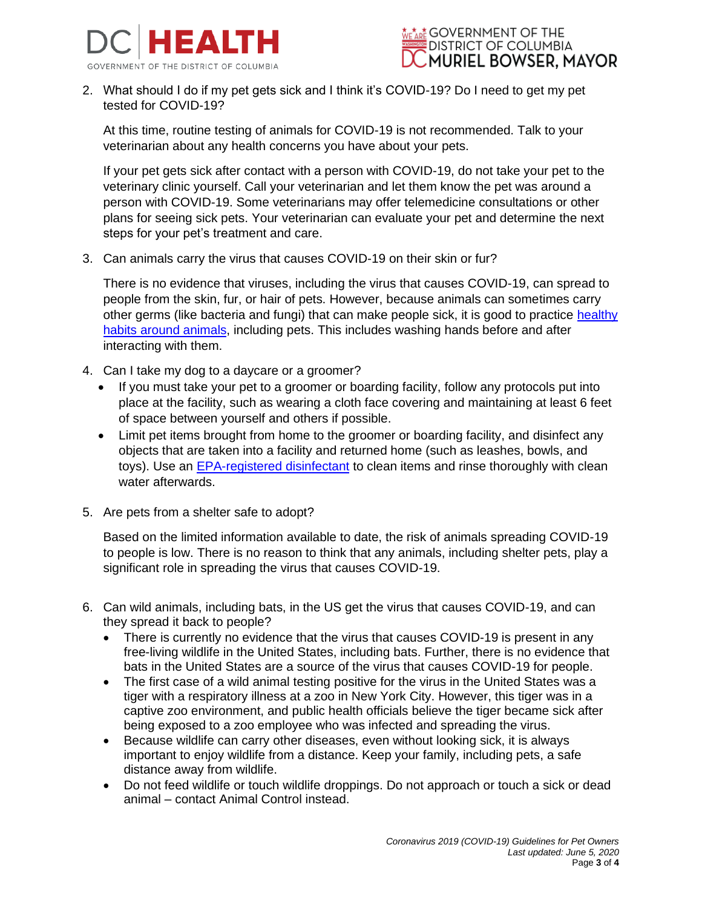2. What should I do if my pet gets sick and I think it's COVID-19? Do I need to get my pet tested for COVID-19?

   At this time, routine testing of animals for COVID-19 is not recommended. Talk to your veterinarian about any health concerns you have about your pets.

   If your pet gets sick after contact with a person with COVID-19, do not take your pet to the veterinary clinic yourself. Call your veterinarian and let them know the pet was around a person with COVID-19. Some veterinarians may offer telemedicine consultations or other plans for seeing sick pets. Your veterinarian can evaluate your pet and determine the next steps for your pet's treatment and care.

3. Can animals carry the virus that causes COVID-19 on their skin or fur?

   There is no evidence that viruses, including the virus that causes COVID-19, can spread to people from the skin, fur, or hair of pets. However, because animals can sometimes carry other germs (like bacteria and fungi) that can make people sick, it is good to practice healthy habits around animals, including pets. This includes washing hands before and after interacting with them.

4. Can I take my dog to a daycare or a groomer?
   - If you must take your pet to a groomer or boarding facility, follow any protocols put into place at the facility, such as wearing a cloth face covering and maintaining at least 6 feet of space between yourself and others if possible.
   - Limit pet items brought from home to the groomer or boarding facility, and disinfect any objects that are taken into a facility and returned home (such as leashes, bowls, and toys). Use an EPA-registered disinfectant to clean items and rinse thoroughly with clean water afterwards.

5. Are pets from a shelter safe to adopt?

   Based on the limited information available to date, the risk of animals spreading COVID-19 to people is low. There is no reason to think that any animals, including shelter pets, play a significant role in spreading the virus that causes COVID-19.

6. Can wild animals, including bats, in the US get the virus that causes COVID-19, and can they spread it back to people?
   - There is currently no evidence that the virus that causes COVID-19 is present in any free-living wildlife in the United States, including bats. Further, there is no evidence that bats in the United States are a source of the virus that causes COVID-19 for people.
   - The first case of a wild animal testing positive for the virus in the United States was a tiger with a respiratory illness at a zoo in New York City. However, this tiger was in a captive zoo environment, and public health officials believe the tiger became sick after being exposed to a zoo employee who was infected and spreading the virus.
   - Because wildlife can carry other diseases, even without looking sick, it is always important to enjoy wildlife from a distance. Keep your family, including pets, a safe distance away from wildlife.
   - Do not feed wildlife or touch wildlife droppings. Do not approach or touch a sick or dead animal – contact Animal Control instead.